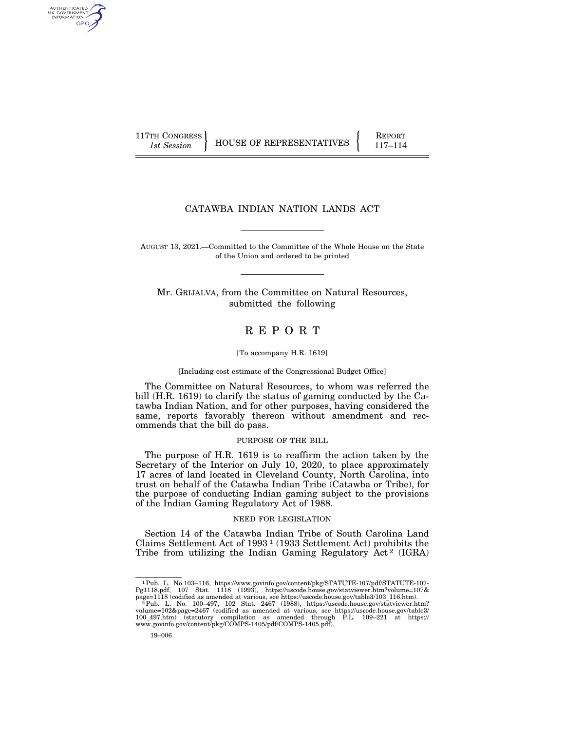117TH CONGRESS
*1st Session*

HOUSE OF REPRESENTATIVES

REPORT
117–114

# CATAWBA INDIAN NATION LANDS ACT

AUGUST 13, 2021.—Committed to the Committee of the Whole House on the State of the Union and ordered to be printed

Mr. GRIJALVA, from the Committee on Natural Resources, submitted the following

# R E P O R T

[To accompany H.R. 1619]

[Including cost estimate of the Congressional Budget Office]

The Committee on Natural Resources, to whom was referred the bill (H.R. 1619) to clarify the status of gaming conducted by the Catawba Indian Nation, and for other purposes, having considered the same, reports favorably thereon without amendment and recommends that the bill do pass.

## PURPOSE OF THE BILL

The purpose of H.R. 1619 is to reaffirm the action taken by the Secretary of the Interior on July 10, 2020, to place approximately 17 acres of land located in Cleveland County, North Carolina, into trust on behalf of the Catawba Indian Tribe (Catawba or Tribe), for the purpose of conducting Indian gaming subject to the provisions of the Indian Gaming Regulatory Act of 1988.

## NEED FOR LEGISLATION

Section 14 of the Catawba Indian Tribe of South Carolina Land Claims Settlement Act of 1993[1] (1933 Settlement Act) prohibits the Tribe from utilizing the Indian Gaming Regulatory Act[2] (IGRA)

[1] Pub. L. No.103–116, https://www.govinfo.gov/content/pkg/STATUTE-107/pdf/STATUTE-107-Pg1118.pdf, 107 Stat. 1118 (1993), https://uscode.house.gov/statviewer.htm?volume=107&page=1118 (codified as amended at various, see https://uscode.house.gov/table3/103_116.htm).

[2] Pub. L. No. 100–497, 102 Stat. 2467 (1988), https://uscode.house.gov/statviewer.htm?volume=102&page=2467 (codified as amended at various, see https://uscode.house.gov/table3/100_497.htm) (statutory compilation as amended through P.L. 109–221 at https://www.govinfo.gov/content/pkg/COMPS-1405/pdf/COMPS-1405.pdf).

19–006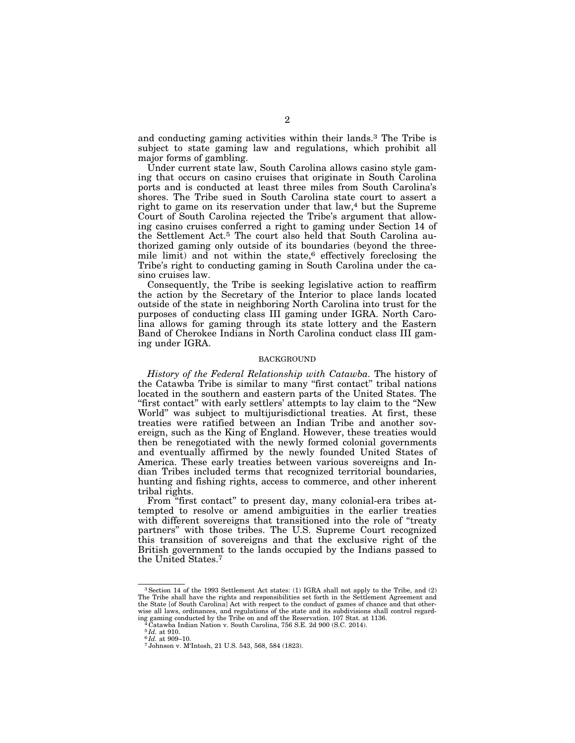and conducting gaming activities within their lands.[3] The Tribe is subject to state gaming law and regulations, which prohibit all major forms of gambling.

Under current state law, South Carolina allows casino style gaming that occurs on casino cruises that originate in South Carolina ports and is conducted at least three miles from South Carolina's shores. The Tribe sued in South Carolina state court to assert a right to game on its reservation under that law,[4] but the Supreme Court of South Carolina rejected the Tribe's argument that allowing casino cruises conferred a right to gaming under Section 14 of the Settlement Act.[5] The court also held that South Carolina authorized gaming only outside of its boundaries (beyond the three-mile limit) and not within the state,[6] effectively foreclosing the Tribe's right to conducting gaming in South Carolina under the casino cruises law.

Consequently, the Tribe is seeking legislative action to reaffirm the action by the Secretary of the Interior to place lands located outside of the state in neighboring North Carolina into trust for the purposes of conducting class III gaming under IGRA. North Carolina allows for gaming through its state lottery and the Eastern Band of Cherokee Indians in North Carolina conduct class III gaming under IGRA.

## BACKGROUND

*History of the Federal Relationship with Catawba.* The history of the Catawba Tribe is similar to many "first contact" tribal nations located in the southern and eastern parts of the United States. The "first contact" with early settlers' attempts to lay claim to the "New World" was subject to multijurisdictional treaties. At first, these treaties were ratified between an Indian Tribe and another sovereign, such as the King of England. However, these treaties would then be renegotiated with the newly formed colonial governments and eventually affirmed by the newly founded United States of America. These early treaties between various sovereigns and Indian Tribes included terms that recognized territorial boundaries, hunting and fishing rights, access to commerce, and other inherent tribal rights.

From "first contact" to present day, many colonial-era tribes attempted to resolve or amend ambiguities in the earlier treaties with different sovereigns that transitioned into the role of "treaty partners" with those tribes. The U.S. Supreme Court recognized this transition of sovereigns and that the exclusive right of the British government to the lands occupied by the Indians passed to the United States.[7]

---

[3] Section 14 of the 1993 Settlement Act states: (1) IGRA shall not apply to the Tribe, and (2) The Tribe shall have the rights and responsibilities set forth in the Settlement Agreement and the State [of South Carolina] Act with respect to the conduct of games of chance and that otherwise all laws, ordinances, and regulations of the state and its subdivisions shall control regarding gaming conducted by the Tribe on and off the Reservation. 107 Stat. at 1136.

[4] Catawba Indian Nation v. South Carolina, 756 S.E. 2d 900 (S.C. 2014).

[5] *Id.* at 910.

[6] *Id.* at 909–10.

[7] Johnson v. M'Intosh, 21 U.S. 543, 568, 584 (1823).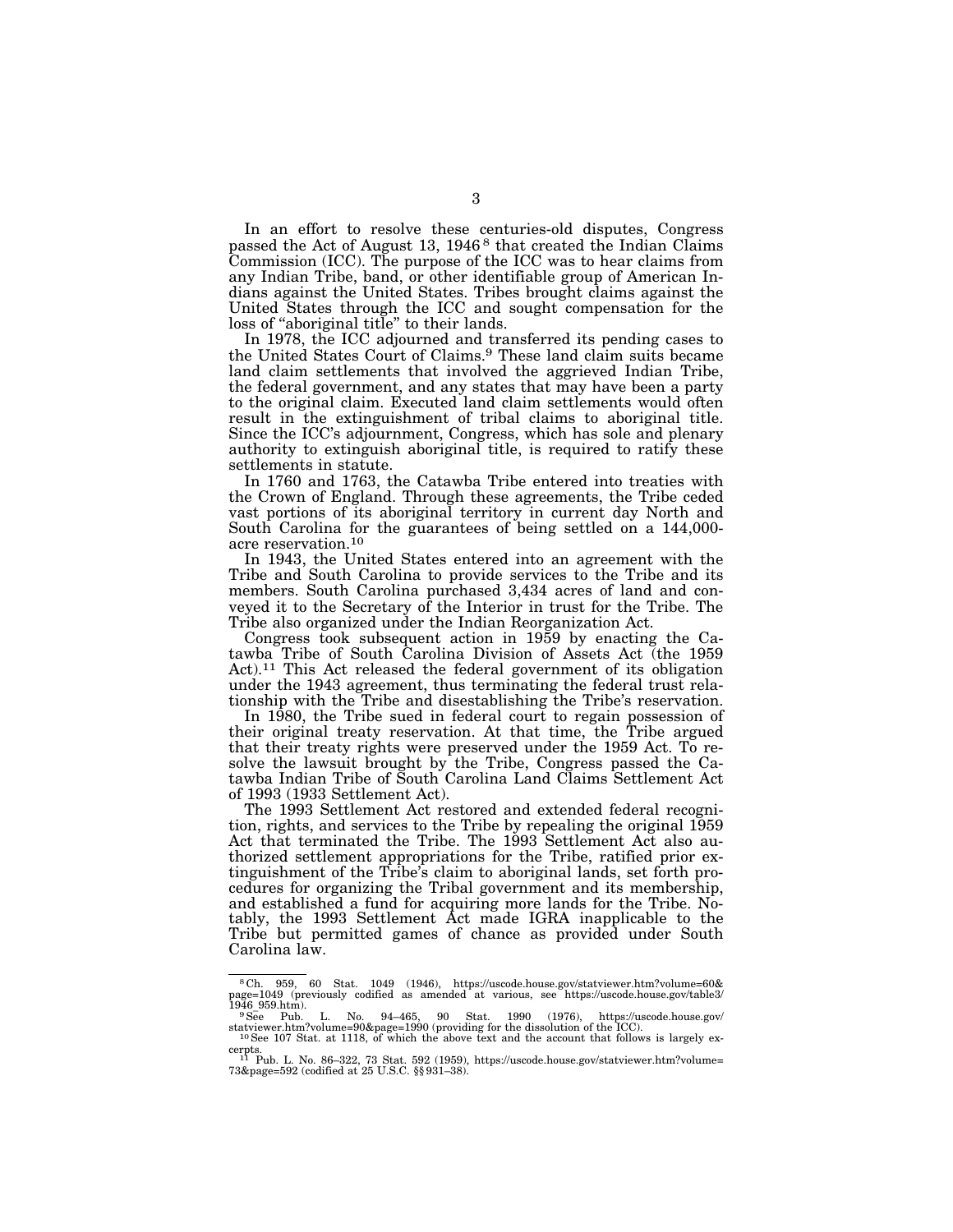In an effort to resolve these centuries-old disputes, Congress passed the Act of August 13, 1946[8] that created the Indian Claims Commission (ICC). The purpose of the ICC was to hear claims from any Indian Tribe, band, or other identifiable group of American Indians against the United States. Tribes brought claims against the United States through the ICC and sought compensation for the loss of "aboriginal title" to their lands.

In 1978, the ICC adjourned and transferred its pending cases to the United States Court of Claims.[9] These land claim suits became land claim settlements that involved the aggrieved Indian Tribe, the federal government, and any states that may have been a party to the original claim. Executed land claim settlements would often result in the extinguishment of tribal claims to aboriginal title. Since the ICC's adjournment, Congress, which has sole and plenary authority to extinguish aboriginal title, is required to ratify these settlements in statute.

In 1760 and 1763, the Catawba Tribe entered into treaties with the Crown of England. Through these agreements, the Tribe ceded vast portions of its aboriginal territory in current day North and South Carolina for the guarantees of being settled on a 144,000-acre reservation.[10]

In 1943, the United States entered into an agreement with the Tribe and South Carolina to provide services to the Tribe and its members. South Carolina purchased 3,434 acres of land and conveyed it to the Secretary of the Interior in trust for the Tribe. The Tribe also organized under the Indian Reorganization Act.

Congress took subsequent action in 1959 by enacting the Catawba Tribe of South Carolina Division of Assets Act (the 1959 Act).[11] This Act released the federal government of its obligation under the 1943 agreement, thus terminating the federal trust relationship with the Tribe and disestablishing the Tribe's reservation.

In 1980, the Tribe sued in federal court to regain possession of their original treaty reservation. At that time, the Tribe argued that their treaty rights were preserved under the 1959 Act. To resolve the lawsuit brought by the Tribe, Congress passed the Catawba Indian Tribe of South Carolina Land Claims Settlement Act of 1993 (1933 Settlement Act).

The 1993 Settlement Act restored and extended federal recognition, rights, and services to the Tribe by repealing the original 1959 Act that terminated the Tribe. The 1993 Settlement Act also authorized settlement appropriations for the Tribe, ratified prior extinguishment of the Tribe's claim to aboriginal lands, set forth procedures for organizing the Tribal government and its membership, and established a fund for acquiring more lands for the Tribe. Notably, the 1993 Settlement Act made IGRA inapplicable to the Tribe but permitted games of chance as provided under South Carolina law.

---

[8] Ch. 959, 60 Stat. 1049 (1946), https://uscode.house.gov/statviewer.htm?volume=60&page=1049 (previously codified as amended at various, see https://uscode.house.gov/table3/1946_959.htm).

[9] See Pub. L. No. 94–465, 90 Stat. 1990 (1976), https://uscode.house.gov/statviewer.htm?volume=90&page=1990 (providing for the dissolution of the ICC).

[10] See 107 Stat. at 1118, of which the above text and the account that follows is largely excerpts.

[11] Pub. L. No. 86–322, 73 Stat. 592 (1959), https://uscode.house.gov/statviewer.htm?volume=73&page=592 (codified at 25 U.S.C. §§ 931–38).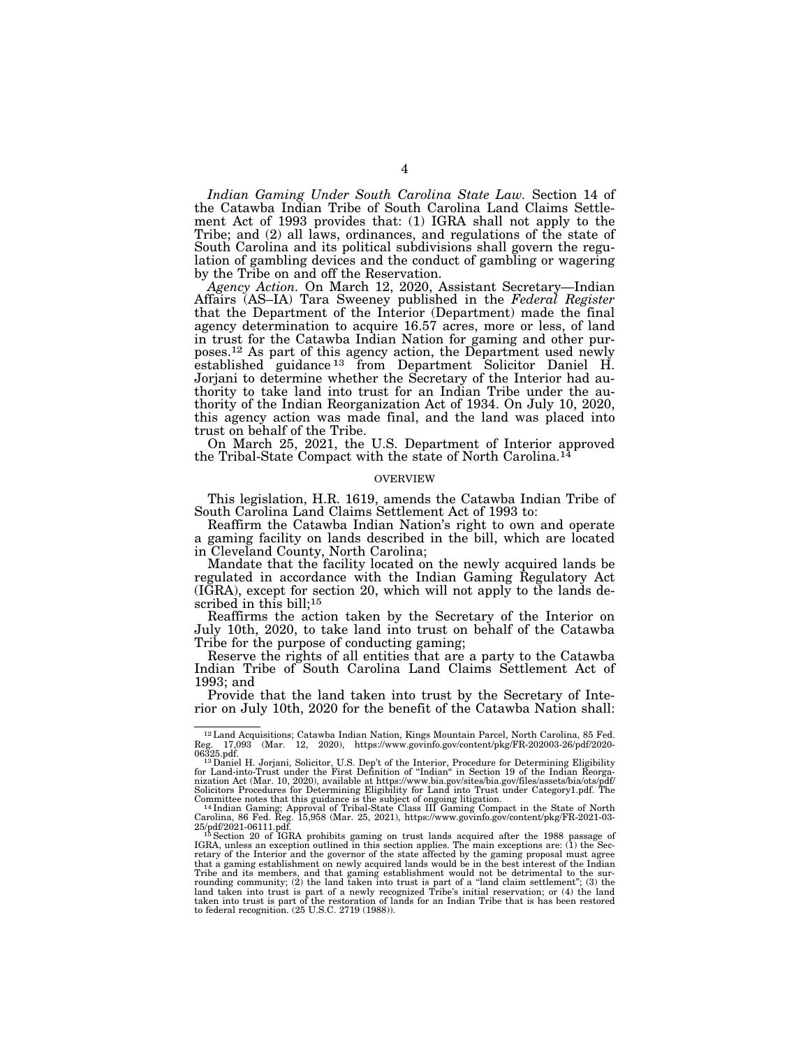*Indian Gaming Under South Carolina State Law.* Section 14 of the Catawba Indian Tribe of South Carolina Land Claims Settlement Act of 1993 provides that: (1) IGRA shall not apply to the Tribe; and (2) all laws, ordinances, and regulations of the state of South Carolina and its political subdivisions shall govern the regulation of gambling devices and the conduct of gambling or wagering by the Tribe on and off the Reservation.

*Agency Action.* On March 12, 2020, Assistant Secretary—Indian Affairs (AS–IA) Tara Sweeney published in the *Federal Register* that the Department of the Interior (Department) made the final agency determination to acquire 16.57 acres, more or less, of land in trust for the Catawba Indian Nation for gaming and other purposes.[12] As part of this agency action, the Department used newly established guidance[13] from Department Solicitor Daniel H. Jorjani to determine whether the Secretary of the Interior had authority to take land into trust for an Indian Tribe under the authority of the Indian Reorganization Act of 1934. On July 10, 2020, this agency action was made final, and the land was placed into trust on behalf of the Tribe.

On March 25, 2021, the U.S. Department of Interior approved the Tribal-State Compact with the state of North Carolina.[14]

## OVERVIEW

This legislation, H.R. 1619, amends the Catawba Indian Tribe of South Carolina Land Claims Settlement Act of 1993 to:

Reaffirm the Catawba Indian Nation's right to own and operate a gaming facility on lands described in the bill, which are located in Cleveland County, North Carolina;

Mandate that the facility located on the newly acquired lands be regulated in accordance with the Indian Gaming Regulatory Act (IGRA), except for section 20, which will not apply to the lands described in this bill;[15]

Reaffirms the action taken by the Secretary of the Interior on July 10th, 2020, to take land into trust on behalf of the Catawba Tribe for the purpose of conducting gaming;

Reserve the rights of all entities that are a party to the Catawba Indian Tribe of South Carolina Land Claims Settlement Act of 1993; and

Provide that the land taken into trust by the Secretary of Interior on July 10th, 2020 for the benefit of the Catawba Nation shall:

---

[12] Land Acquisitions; Catawba Indian Nation, Kings Mountain Parcel, North Carolina, 85 Fed. Reg. 17,093 (Mar. 12, 2020), https://www.govinfo.gov/content/pkg/FR-202003-26/pdf/2020-06325.pdf.

[13] Daniel H. Jorjani, Solicitor, U.S. Dep't of the Interior, Procedure for Determining Eligibility for Land-into-Trust under the First Definition of "Indian" in Section 19 of the Indian Reorganization Act (Mar. 10, 2020), available at https://www.bia.gov/sites/bia.gov/files/assets/bia/ots/pdf/Solicitors Procedures for Determining Eligibility for Land into Trust under Category1.pdf. The Committee notes that this guidance is the subject of ongoing litigation.

[14] Indian Gaming; Approval of Tribal-State Class III Gaming Compact in the State of North Carolina, 86 Fed. Reg. 15,958 (Mar. 25, 2021), https://www.govinfo.gov/content/pkg/FR-2021-03-25/pdf/2021-06111.pdf.

[15] Section 20 of IGRA prohibits gaming on trust lands acquired after the 1988 passage of IGRA, unless an exception outlined in this section applies. The main exceptions are: (1) the Secretary of the Interior and the governor of the state affected by the gaming proposal must agree that a gaming establishment on newly acquired lands would be in the best interest of the Indian Tribe and its members, and that gaming establishment would not be detrimental to the surrounding community; (2) the land taken into trust is part of a "land claim settlement"; (3) the land taken into trust is part of a newly recognized Tribe's initial reservation; or (4) the land taken into trust is part of the restoration of lands for an Indian Tribe that is has been restored to federal recognition. (25 U.S.C. 2719 (1988)).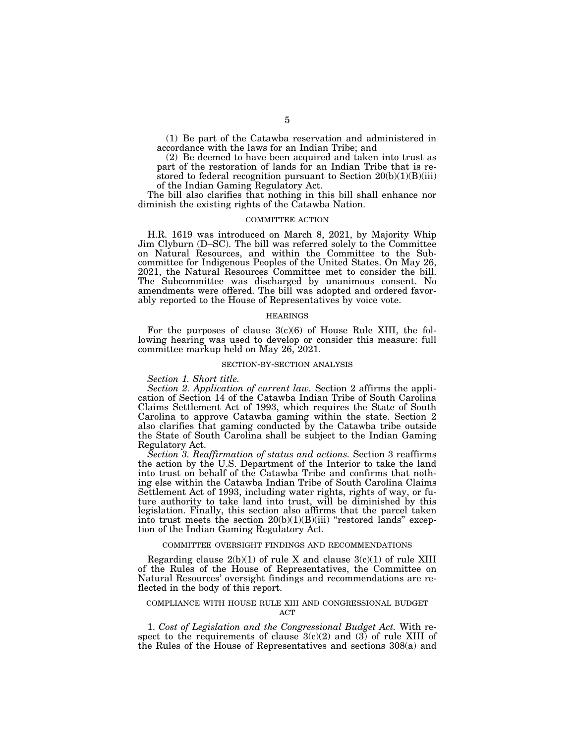(1) Be part of the Catawba reservation and administered in accordance with the laws for an Indian Tribe; and

(2) Be deemed to have been acquired and taken into trust as part of the restoration of lands for an Indian Tribe that is restored to federal recognition pursuant to Section 20(b)(1)(B)(iii) of the Indian Gaming Regulatory Act.

The bill also clarifies that nothing in this bill shall enhance nor diminish the existing rights of the Catawba Nation.

## COMMITTEE ACTION

H.R. 1619 was introduced on March 8, 2021, by Majority Whip Jim Clyburn (D–SC). The bill was referred solely to the Committee on Natural Resources, and within the Committee to the Subcommittee for Indigenous Peoples of the United States. On May 26, 2021, the Natural Resources Committee met to consider the bill. The Subcommittee was discharged by unanimous consent. No amendments were offered. The bill was adopted and ordered favorably reported to the House of Representatives by voice vote.

## HEARINGS

For the purposes of clause 3(c)(6) of House Rule XIII, the following hearing was used to develop or consider this measure: full committee markup held on May 26, 2021.

## SECTION-BY-SECTION ANALYSIS

*Section 1. Short title.*

*Section 2. Application of current law.* Section 2 affirms the application of Section 14 of the Catawba Indian Tribe of South Carolina Claims Settlement Act of 1993, which requires the State of South Carolina to approve Catawba gaming within the state. Section 2 also clarifies that gaming conducted by the Catawba tribe outside the State of South Carolina shall be subject to the Indian Gaming Regulatory Act.

*Section 3. Reaffirmation of status and actions.* Section 3 reaffirms the action by the U.S. Department of the Interior to take the land into trust on behalf of the Catawba Tribe and confirms that nothing else within the Catawba Indian Tribe of South Carolina Claims Settlement Act of 1993, including water rights, rights of way, or future authority to take land into trust, will be diminished by this legislation. Finally, this section also affirms that the parcel taken into trust meets the section 20(b)(1)(B)(iii) "restored lands" exception of the Indian Gaming Regulatory Act.

## COMMITTEE OVERSIGHT FINDINGS AND RECOMMENDATIONS

Regarding clause 2(b)(1) of rule X and clause 3(c)(1) of rule XIII of the Rules of the House of Representatives, the Committee on Natural Resources' oversight findings and recommendations are reflected in the body of this report.

## COMPLIANCE WITH HOUSE RULE XIII AND CONGRESSIONAL BUDGET ACT

1. *Cost of Legislation and the Congressional Budget Act.* With respect to the requirements of clause 3(c)(2) and (3) of rule XIII of the Rules of the House of Representatives and sections 308(a) and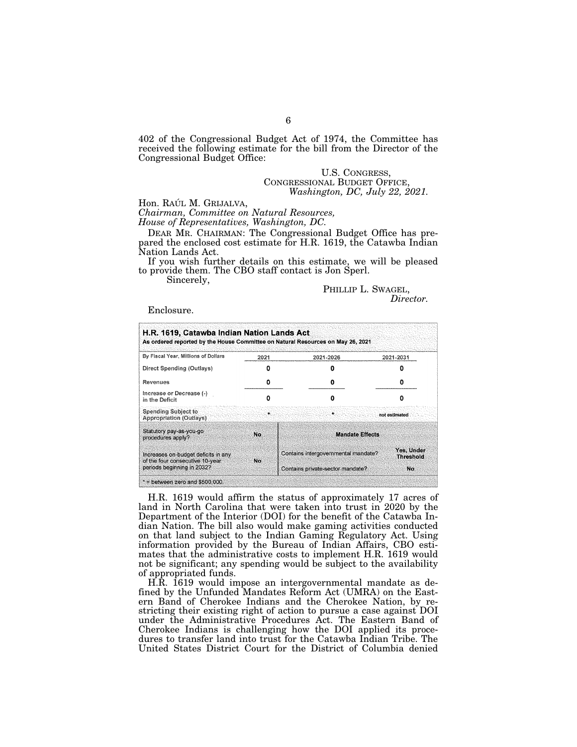402 of the Congressional Budget Act of 1974, the Committee has received the following estimate for the bill from the Director of the Congressional Budget Office:

U.S. CONGRESS,
CONGRESSIONAL BUDGET OFFICE,
*Washington, DC, July 22, 2021.*

Hon. RAÚL M. GRIJALVA,
*Chairman, Committee on Natural Resources,*
*House of Representatives, Washington, DC.*

DEAR MR. CHAIRMAN: The Congressional Budget Office has prepared the enclosed cost estimate for H.R. 1619, the Catawba Indian Nation Lands Act.

If you wish further details on this estimate, we will be pleased to provide them. The CBO staff contact is Jon Sperl.

Sincerely,

PHILLIP L. SWAGEL,
*Director.*

Enclosure.

**H.R. 1619, Catawba Indian Nation Lands Act**
**As ordered reported by the House Committee on Natural Resources on May 26, 2021**

| By Fiscal Year, Millions of Dollars | 2021 | 2021-2026 | 2021-2031 |
|---|---|---|---|
| Direct Spending (Outlays) | 0 | 0 | 0 |
| Revenues | 0 | 0 | 0 |
| Increase or Decrease (-) in the Deficit | 0 | 0 | 0 |
| Spending Subject to Appropriation (Outlays) | * | * | not estimated |

| Statutory pay-as-you-go procedures apply? | No | **Mandate Effects** | |
|---|---|---|---|
| Increases on-budget deficits in any of the four consecutive 10-year periods beginning in 2032? | No | Contains intergovernmental mandate? | Yes, Under Threshold |
| | | Contains private-sector mandate? | No |

* = between zero and $500,000.

H.R. 1619 would affirm the status of approximately 17 acres of land in North Carolina that were taken into trust in 2020 by the Department of the Interior (DOI) for the benefit of the Catawba Indian Nation. The bill also would make gaming activities conducted on that land subject to the Indian Gaming Regulatory Act. Using information provided by the Bureau of Indian Affairs, CBO estimates that the administrative costs to implement H.R. 1619 would not be significant; any spending would be subject to the availability of appropriated funds.

H.R. 1619 would impose an intergovernmental mandate as defined by the Unfunded Mandates Reform Act (UMRA) on the Eastern Band of Cherokee Indians and the Cherokee Nation, by restricting their existing right of action to pursue a case against DOI under the Administrative Procedures Act. The Eastern Band of Cherokee Indians is challenging how the DOI applied its procedures to transfer land into trust for the Catawba Indian Tribe. The United States District Court for the District of Columbia denied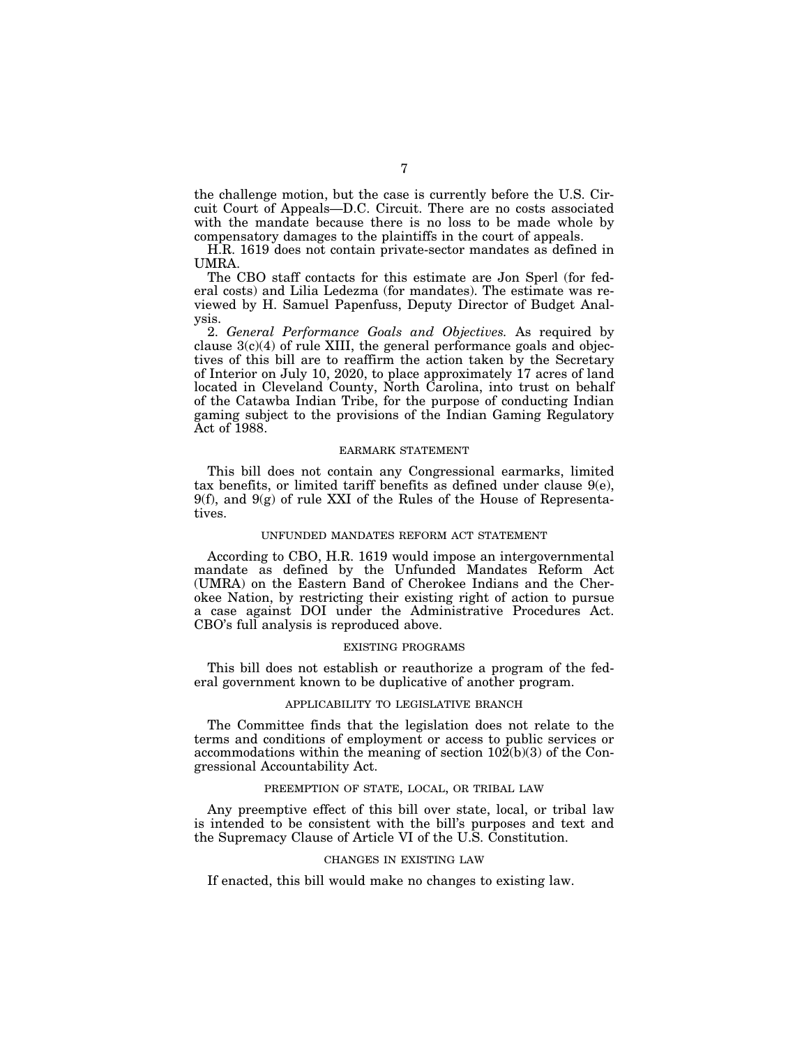the challenge motion, but the case is currently before the U.S. Circuit Court of Appeals—D.C. Circuit. There are no costs associated with the mandate because there is no loss to be made whole by compensatory damages to the plaintiffs in the court of appeals.

H.R. 1619 does not contain private-sector mandates as defined in UMRA.

The CBO staff contacts for this estimate are Jon Sperl (for federal costs) and Lilia Ledezma (for mandates). The estimate was reviewed by H. Samuel Papenfuss, Deputy Director of Budget Analysis.

2. *General Performance Goals and Objectives.* As required by clause 3(c)(4) of rule XIII, the general performance goals and objectives of this bill are to reaffirm the action taken by the Secretary of Interior on July 10, 2020, to place approximately 17 acres of land located in Cleveland County, North Carolina, into trust on behalf of the Catawba Indian Tribe, for the purpose of conducting Indian gaming subject to the provisions of the Indian Gaming Regulatory Act of 1988.

## EARMARK STATEMENT

This bill does not contain any Congressional earmarks, limited tax benefits, or limited tariff benefits as defined under clause 9(e), 9(f), and 9(g) of rule XXI of the Rules of the House of Representatives.

## UNFUNDED MANDATES REFORM ACT STATEMENT

According to CBO, H.R. 1619 would impose an intergovernmental mandate as defined by the Unfunded Mandates Reform Act (UMRA) on the Eastern Band of Cherokee Indians and the Cherokee Nation, by restricting their existing right of action to pursue a case against DOI under the Administrative Procedures Act. CBO's full analysis is reproduced above.

## EXISTING PROGRAMS

This bill does not establish or reauthorize a program of the federal government known to be duplicative of another program.

## APPLICABILITY TO LEGISLATIVE BRANCH

The Committee finds that the legislation does not relate to the terms and conditions of employment or access to public services or accommodations within the meaning of section 102(b)(3) of the Congressional Accountability Act.

## PREEMPTION OF STATE, LOCAL, OR TRIBAL LAW

Any preemptive effect of this bill over state, local, or tribal law is intended to be consistent with the bill's purposes and text and the Supremacy Clause of Article VI of the U.S. Constitution.

## CHANGES IN EXISTING LAW

If enacted, this bill would make no changes to existing law.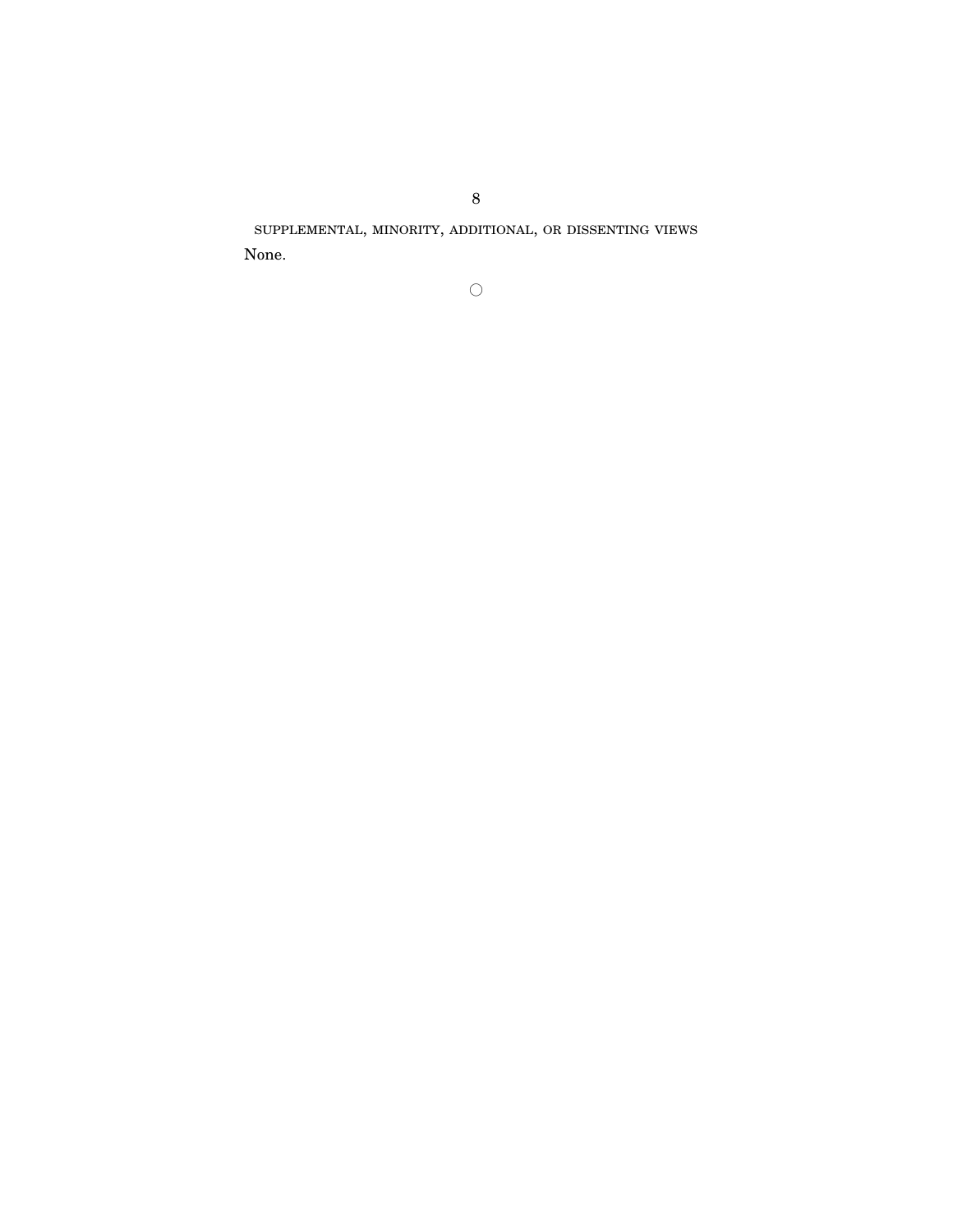## SUPPLEMENTAL, MINORITY, ADDITIONAL, OR DISSENTING VIEWS

None.